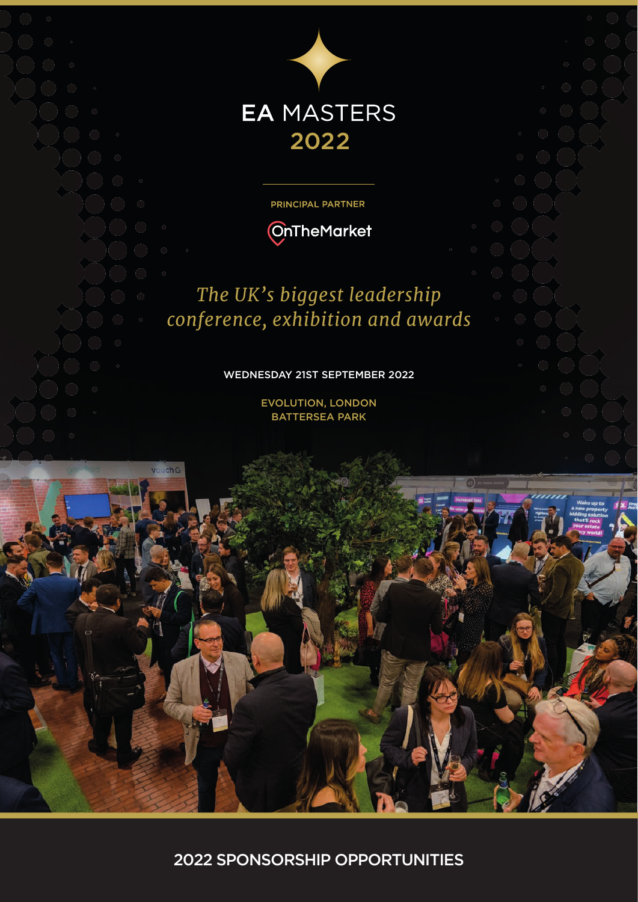# EA MASTERS 2022

PRINCIPAL PARTNER

OnTheMarket

*The UK's biggest leadership conference, exhibition and awards*

WEDNESDAY 21ST SEPTEMBER 2022

EVOLUTION, LONDON
BATTERSEA PARK

## 2022 SPONSORSHIP OPPORTUNITIES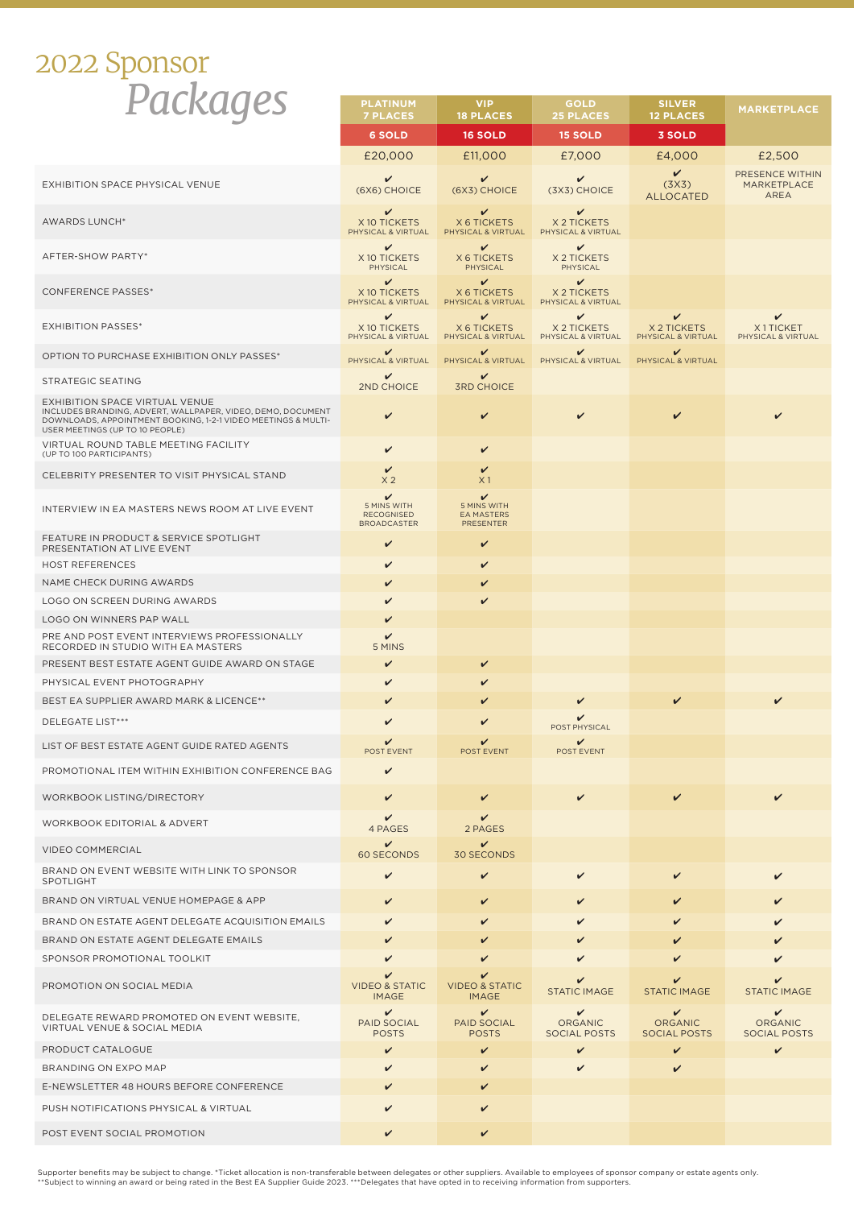# 2022 Sponsor *Packages*

| | PLATINUM 7 PLACES | VIP 18 PLACES | GOLD 25 PLACES | SILVER 12 PLACES | MARKETPLACE |
|---|---|---|---|---|---|
| | 6 SOLD | 16 SOLD | 15 SOLD | 3 SOLD | |
| | £20,000 | £11,000 | £7,000 | £4,000 | £2,500 |
| EXHIBITION SPACE PHYSICAL VENUE | ✔ (6X6) CHOICE | ✔ (6X3) CHOICE | ✔ (3X3) CHOICE | ✔ (3X3) ALLOCATED | PRESENCE WITHIN MARKETPLACE AREA |
| AWARDS LUNCH* | ✔ X 10 TICKETS PHYSICAL & VIRTUAL | ✔ X 6 TICKETS PHYSICAL & VIRTUAL | ✔ X 2 TICKETS PHYSICAL & VIRTUAL | | |
| AFTER-SHOW PARTY* | ✔ X 10 TICKETS PHYSICAL | ✔ X 6 TICKETS PHYSICAL | ✔ X 2 TICKETS PHYSICAL | | |
| CONFERENCE PASSES* | ✔ X 10 TICKETS PHYSICAL & VIRTUAL | ✔ X 6 TICKETS PHYSICAL & VIRTUAL | ✔ X 2 TICKETS PHYSICAL & VIRTUAL | | |
| EXHIBITION PASSES* | ✔ X 10 TICKETS PHYSICAL & VIRTUAL | ✔ X 6 TICKETS PHYSICAL & VIRTUAL | ✔ X 2 TICKETS PHYSICAL & VIRTUAL | ✔ X 2 TICKETS PHYSICAL & VIRTUAL | ✔ X 1 TICKET PHYSICAL & VIRTUAL |
| OPTION TO PURCHASE EXHIBITION ONLY PASSES* | ✔ PHYSICAL & VIRTUAL | ✔ PHYSICAL & VIRTUAL | ✔ PHYSICAL & VIRTUAL | ✔ PHYSICAL & VIRTUAL | |
| STRATEGIC SEATING | ✔ 2ND CHOICE | ✔ 3RD CHOICE | | | |
| EXHIBITION SPACE VIRTUAL VENUE INCLUDES BRANDING, ADVERT, WALLPAPER, VIDEO, DEMO, DOCUMENT DOWNLOADS, APPOINTMENT BOOKING, 1-2-1 VIDEO MEETINGS & MULTI-USER MEETINGS (UP TO 10 PEOPLE) | ✔ | ✔ | ✔ | ✔ | ✔ |
| VIRTUAL ROUND TABLE MEETING FACILITY (UP TO 100 PARTICIPANTS) | ✔ | ✔ | | | |
| CELEBRITY PRESENTER TO VISIT PHYSICAL STAND | ✔ X 2 | ✔ X 1 | | | |
| INTERVIEW IN EA MASTERS NEWS ROOM AT LIVE EVENT | ✔ 5 MINS WITH RECOGNISED BROADCASTER | ✔ 5 MINS WITH EA MASTERS PRESENTER | | | |
| FEATURE IN PRODUCT & SERVICE SPOTLIGHT PRESENTATION AT LIVE EVENT | ✔ | ✔ | | | |
| HOST REFERENCES | ✔ | ✔ | | | |
| NAME CHECK DURING AWARDS | ✔ | ✔ | | | |
| LOGO ON SCREEN DURING AWARDS | ✔ | ✔ | | | |
| LOGO ON WINNERS PAP WALL | ✔ | | | | |
| PRE AND POST EVENT INTERVIEWS PROFESSIONALLY RECORDED IN STUDIO WITH EA MASTERS | ✔ 5 MINS | | | | |
| PRESENT BEST ESTATE AGENT GUIDE AWARD ON STAGE | ✔ | ✔ | | | |
| PHYSICAL EVENT PHOTOGRAPHY | ✔ | ✔ | | | |
| BEST EA SUPPLIER AWARD MARK & LICENCE** | ✔ | ✔ | ✔ | ✔ | ✔ |
| DELEGATE LIST*** | ✔ | ✔ | ✔ POST PHYSICAL | | |
| LIST OF BEST ESTATE AGENT GUIDE RATED AGENTS | ✔ POST EVENT | ✔ POST EVENT | ✔ POST EVENT | | |
| PROMOTIONAL ITEM WITHIN EXHIBITION CONFERENCE BAG | ✔ | | | | |
| WORKBOOK LISTING/DIRECTORY | ✔ | ✔ | ✔ | ✔ | ✔ |
| WORKBOOK EDITORIAL & ADVERT | ✔ 4 PAGES | ✔ 2 PAGES | | | |
| VIDEO COMMERCIAL | ✔ 60 SECONDS | ✔ 30 SECONDS | | | |
| BRAND ON EVENT WEBSITE WITH LINK TO SPONSOR SPOTLIGHT | ✔ | ✔ | ✔ | ✔ | ✔ |
| BRAND ON VIRTUAL VENUE HOMEPAGE & APP | ✔ | ✔ | ✔ | ✔ | ✔ |
| BRAND ON ESTATE AGENT DELEGATE ACQUISITION EMAILS | ✔ | ✔ | ✔ | ✔ | ✔ |
| BRAND ON ESTATE AGENT DELEGATE EMAILS | ✔ | ✔ | ✔ | ✔ | ✔ |
| SPONSOR PROMOTIONAL TOOLKIT | ✔ | ✔ | ✔ | ✔ | ✔ |
| PROMOTION ON SOCIAL MEDIA | ✔ VIDEO & STATIC IMAGE | ✔ VIDEO & STATIC IMAGE | ✔ STATIC IMAGE | ✔ STATIC IMAGE | ✔ STATIC IMAGE |
| DELEGATE REWARD PROMOTED ON EVENT WEBSITE, VIRTUAL VENUE & SOCIAL MEDIA | ✔ PAID SOCIAL POSTS | ✔ PAID SOCIAL POSTS | ✔ ORGANIC SOCIAL POSTS | ✔ ORGANIC SOCIAL POSTS | ✔ ORGANIC SOCIAL POSTS |
| PRODUCT CATALOGUE | ✔ | ✔ | ✔ | ✔ | ✔ |
| BRANDING ON EXPO MAP | ✔ | ✔ | ✔ | ✔ | |
| E-NEWSLETTER 48 HOURS BEFORE CONFERENCE | ✔ | ✔ | | | |
| PUSH NOTIFICATIONS PHYSICAL & VIRTUAL | ✔ | ✔ | | | |
| POST EVENT SOCIAL PROMOTION | ✔ | ✔ | | | |

Supporter benefits may be subject to change. *Ticket allocation is non-transferable between delegates or other suppliers. Available to employees of sponsor company or estate agents only. **Subject to winning an award or being rated in the Best EA Supplier Guide 2023. ***Delegates that have opted in to receiving information from supporters.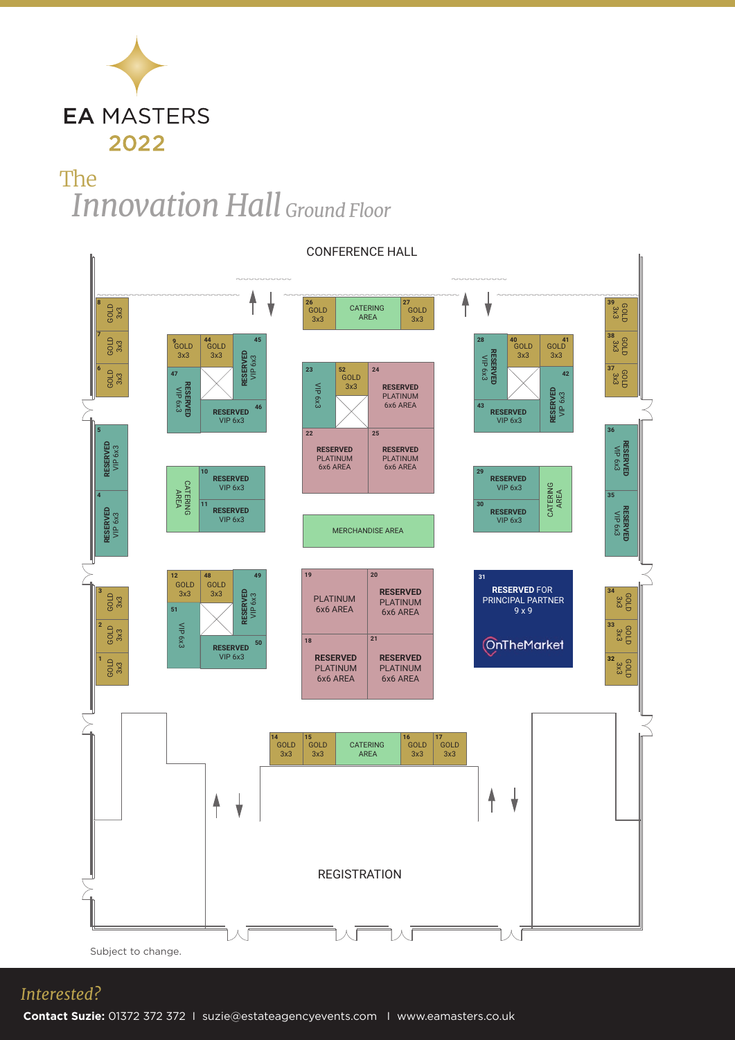# EA MASTERS 2022

## The *Innovation Hall* Ground Floor

CONFERENCE HALL

| Stand | Type | Size / Status |
|---|---|---|
| 1 | GOLD | 3x3 |
| 2 | GOLD | 3x3 |
| 3 | GOLD | 3x3 |
| 4 | RESERVED VIP | 6x3 |
| 5 | RESERVED VIP | 6x3 |
| 6 | GOLD | 3x3 |
| 7 | GOLD | 3x3 |
| 8 | GOLD | 3x3 |
| 9 | GOLD | 3x3 |
| 10 | RESERVED VIP | 6x3 |
| 11 | RESERVED VIP | 6x3 |
| 12 | GOLD | 3x3 |
| 14 | GOLD | 3x3 |
| 15 | GOLD | 3x3 |
| 16 | GOLD | 3x3 |
| 17 | GOLD | 3x3 |
| 18 | RESERVED PLATINUM | 6x6 AREA |
| 19 | PLATINUM | 6x6 AREA |
| 20 | RESERVED PLATINUM | 6x6 AREA |
| 21 | RESERVED PLATINUM | 6x6 AREA |
| 22 | RESERVED PLATINUM | 6x6 AREA |
| 23 | VIP | 6x3 |
| 24 | RESERVED PLATINUM | 6x6 AREA |
| 25 | RESERVED PLATINUM | 6x6 AREA |
| 26 | GOLD | 3x3 |
| 27 | GOLD | 3x3 |
| 28 | RESERVED VIP | 6x3 |
| 29 | RESERVED VIP | 6x3 |
| 30 | RESERVED VIP | 6x3 |
| 31 | RESERVED FOR PRINCIPAL PARTNER (OnTheMarket) | 9 x 9 |
| 32 | GOLD | 3x3 |
| 33 | GOLD | 3x3 |
| 34 | GOLD | 3x3 |
| 35 | RESERVED VIP | 6x3 |
| 36 | RESERVED VIP | 6x3 |
| 37 | GOLD | 3x3 |
| 38 | GOLD | 3x3 |
| 39 | GOLD | 3x3 |
| 40 | GOLD | 3x3 |
| 41 | GOLD | 3x3 |
| 42 | RESERVED VIP | 6x3 |
| 43 | RESERVED VIP | 6x3 |
| 44 | GOLD | 3x3 |
| 45 | RESERVED VIP | 6x3 |
| 46 | RESERVED VIP | 6x3 |
| 47 | RESERVED VIP | 6x3 |
| 48 | GOLD | 3x3 |
| 49 | RESERVED VIP | 6x3 |
| 50 | RESERVED VIP | 6x3 |
| 51 | VIP | 6x3 |
| 52 | GOLD | 3x3 |

CATERING AREA (between 26 and 27)

CATERING AREA (beside 10 and 11)

CATERING AREA (beside 29 and 30)

CATERING AREA (between 15 and 16)

MERCHANDISE AREA

REGISTRATION

Subject to change.

*Interested?*

**Contact Suzie:** 01372 372 372 | suzie@estateagencyevents.com | www.eamasters.co.uk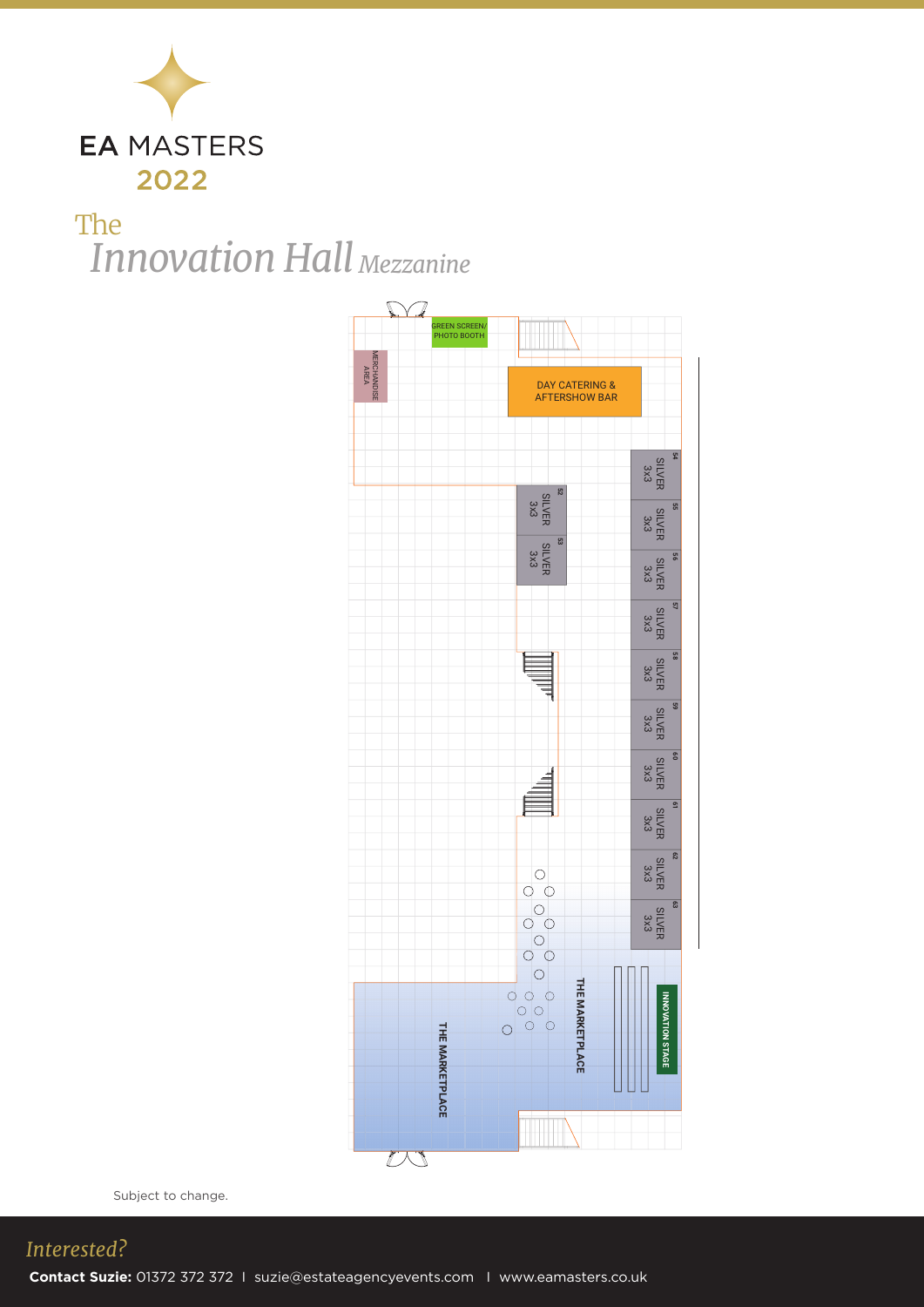# EA MASTERS 2022

## The *Innovation Hall* *Mezzanine*

GREEN SCREEN/ PHOTO BOOTH

MERCHANDISE AREA

DAY CATERING & AFTERSHOW BAR

52 SILVER 3x3

53 SILVER 3x3

54 SILVER 3x3

55 SILVER 3x3

56 SILVER 3x3

57 SILVER 3x3

58 SILVER 3x3

59 SILVER 3x3

60 SILVER 3x3

61 SILVER 3x3

62 SILVER 3x3

63 SILVER 3x3

THE MARKETPLACE

THE MARKETPLACE

INNOVATION STAGE

Subject to change.

*Interested?*

**Contact Suzie:** 01372 372 372 | suzie@estateagencyevents.com | www.eamasters.co.uk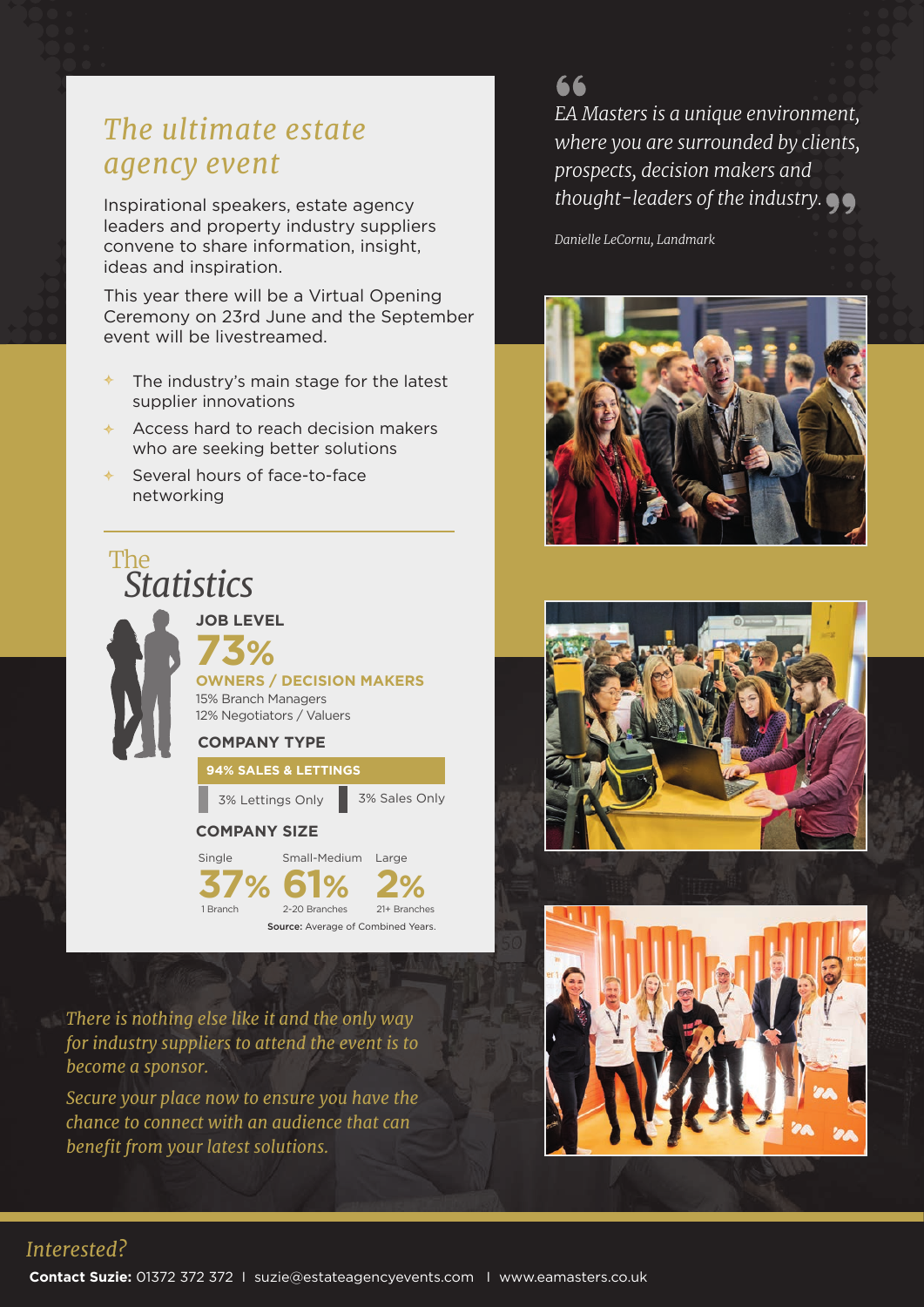## *The ultimate estate agency event*

Inspirational speakers, estate agency leaders and property industry suppliers convene to share information, insight, ideas and inspiration.

This year there will be a Virtual Opening Ceremony on 23rd June and the September event will be livestreamed.

- The industry's main stage for the latest supplier innovations
- Access hard to reach decision makers who are seeking better solutions
- Several hours of face-to-face networking

## The *Statistics*

### JOB LEVEL

**73%**

**OWNERS / DECISION MAKERS**

15% Branch Managers

12% Negotiators / Valuers

### COMPANY TYPE

**94% SALES & LETTINGS**

3% Lettings Only

3% Sales Only

### COMPANY SIZE

| Single | Small-Medium | Large |
|---|---|---|
| **37%** | **61%** | **2%** |
| 1 Branch | 2-20 Branches | 21+ Branches |

**Source:** Average of Combined Years.

*There is nothing else like it and the only way for industry suppliers to attend the event is to become a sponsor.*

*Secure your place now to ensure you have the chance to connect with an audience that can benefit from your latest solutions.*

> *"EA Masters is a unique environment, where you are surrounded by clients, prospects, decision makers and thought-leaders of the industry."*
>
> *Danielle LeCornu, Landmark*

*Interested?*

**Contact Suzie:** 01372 372 372 | suzie@estateagencyevents.com | www.eamasters.co.uk